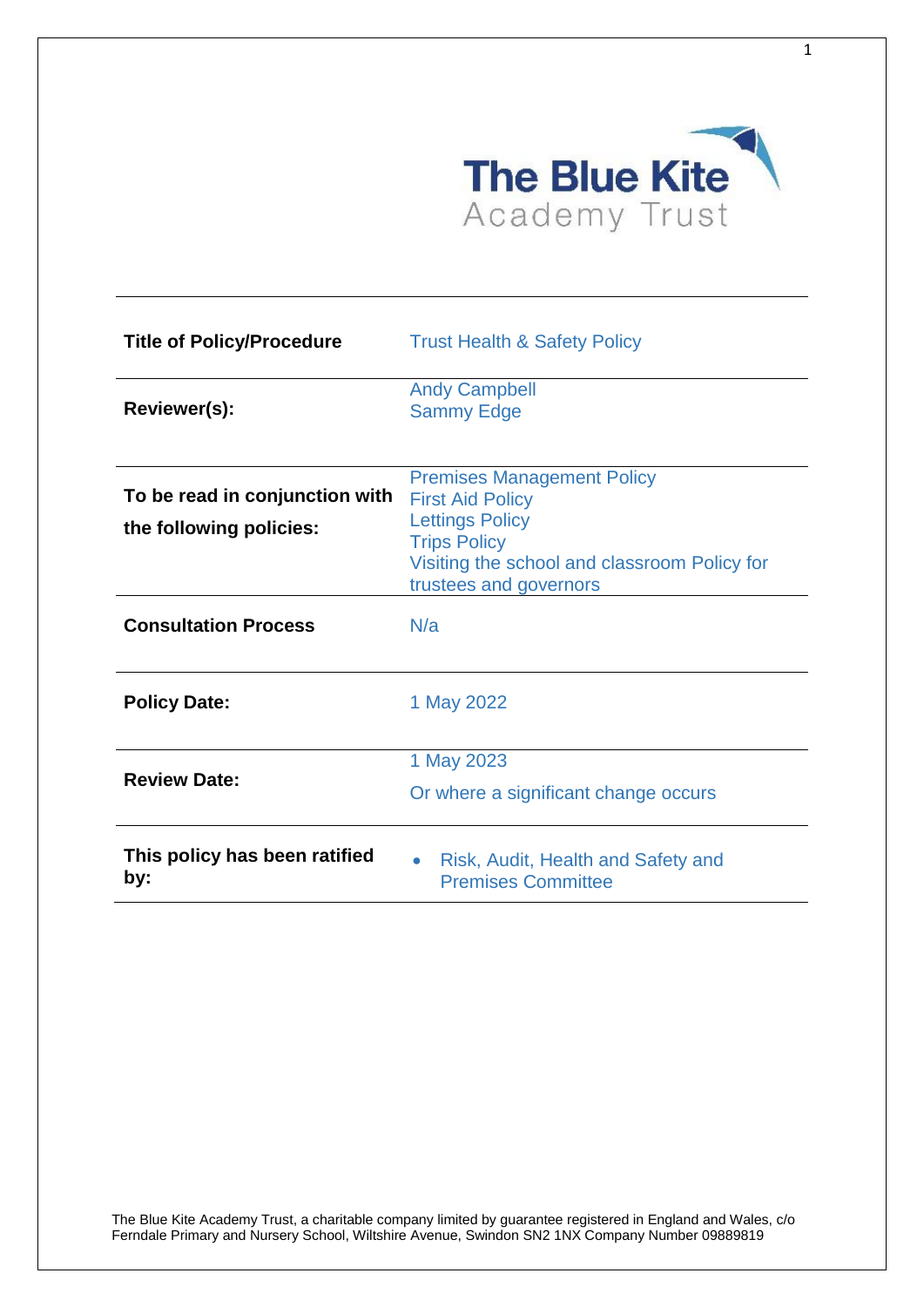The Blue Kite
Academy Trust

| | |
|---|---|
| **Title of Policy/Procedure** | Trust Health & Safety Policy |
| **Reviewer(s):** | Andy Campbell<br>Sammy Edge |
| **To be read in conjunction with the following policies:** | Premises Management Policy<br>First Aid Policy<br>Lettings Policy<br>Trips Policy<br>Visiting the school and classroom Policy for trustees and governors |
| **Consultation Process** | N/a |
| **Policy Date:** | 1 May 2022 |
| **Review Date:** | 1 May 2023<br>Or where a significant change occurs |
| **This policy has been ratified by:** | • Risk, Audit, Health and Safety and Premises Committee |

The Blue Kite Academy Trust, a charitable company limited by guarantee registered in England and Wales, c/o Ferndale Primary and Nursery School, Wiltshire Avenue, Swindon SN2 1NX Company Number 09889819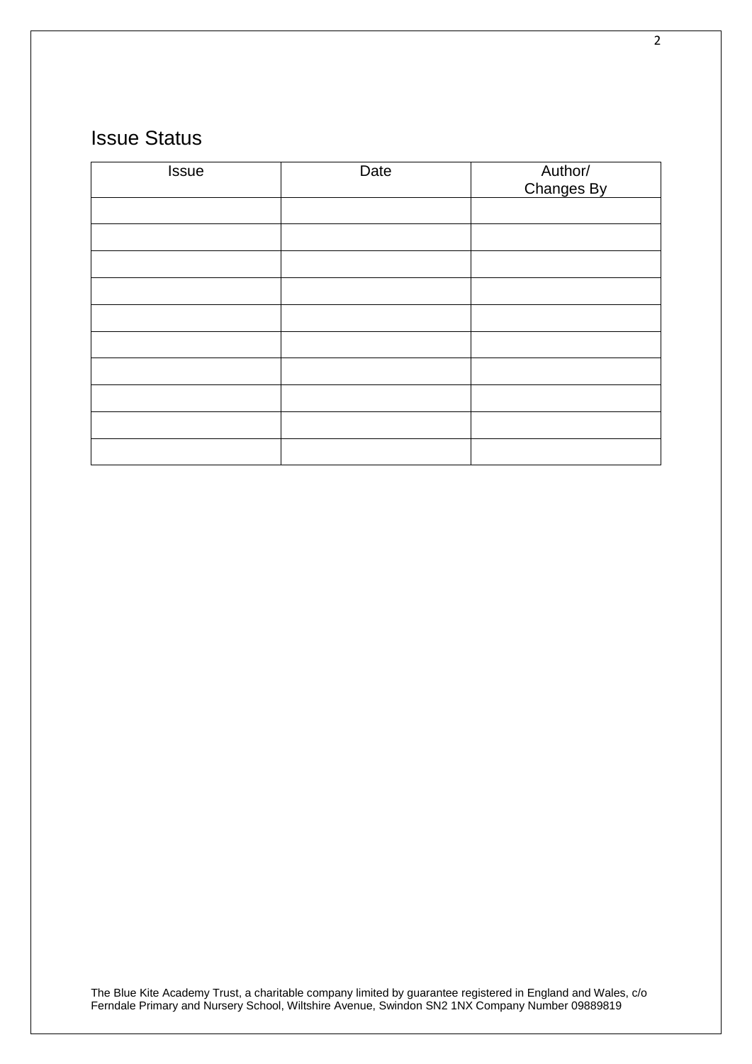## Issue Status

| Issue | Date | Author/ Changes By |
|---|---|---|
| | | |
| | | |
| | | |
| | | |
| | | |
| | | |
| | | |
| | | |
| | | |
| | | |

The Blue Kite Academy Trust, a charitable company limited by guarantee registered in England and Wales, c/o Ferndale Primary and Nursery School, Wiltshire Avenue, Swindon SN2 1NX Company Number 09889819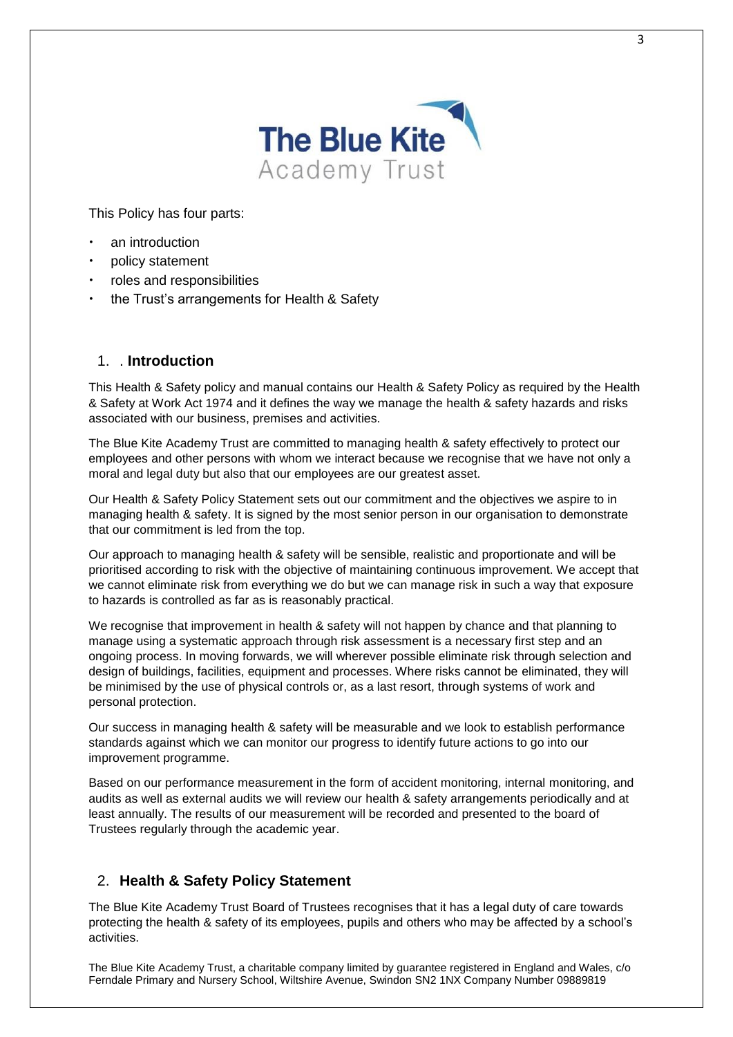This Policy has four parts:

- an introduction
- policy statement
- roles and responsibilities
- the Trust's arrangements for Health & Safety

## 1. . **Introduction**

This Health & Safety policy and manual contains our Health & Safety Policy as required by the Health & Safety at Work Act 1974 and it defines the way we manage the health & safety hazards and risks associated with our business, premises and activities.

The Blue Kite Academy Trust are committed to managing health & safety effectively to protect our employees and other persons with whom we interact because we recognise that we have not only a moral and legal duty but also that our employees are our greatest asset.

Our Health & Safety Policy Statement sets out our commitment and the objectives we aspire to in managing health & safety. It is signed by the most senior person in our organisation to demonstrate that our commitment is led from the top.

Our approach to managing health & safety will be sensible, realistic and proportionate and will be prioritised according to risk with the objective of maintaining continuous improvement. We accept that we cannot eliminate risk from everything we do but we can manage risk in such a way that exposure to hazards is controlled as far as is reasonably practical.

We recognise that improvement in health & safety will not happen by chance and that planning to manage using a systematic approach through risk assessment is a necessary first step and an ongoing process. In moving forwards, we will wherever possible eliminate risk through selection and design of buildings, facilities, equipment and processes. Where risks cannot be eliminated, they will be minimised by the use of physical controls or, as a last resort, through systems of work and personal protection.

Our success in managing health & safety will be measurable and we look to establish performance standards against which we can monitor our progress to identify future actions to go into our improvement programme.

Based on our performance measurement in the form of accident monitoring, internal monitoring, and audits as well as external audits we will review our health & safety arrangements periodically and at least annually. The results of our measurement will be recorded and presented to the board of Trustees regularly through the academic year.

## 2. **Health & Safety Policy Statement**

The Blue Kite Academy Trust Board of Trustees recognises that it has a legal duty of care towards protecting the health & safety of its employees, pupils and others who may be affected by a school's activities.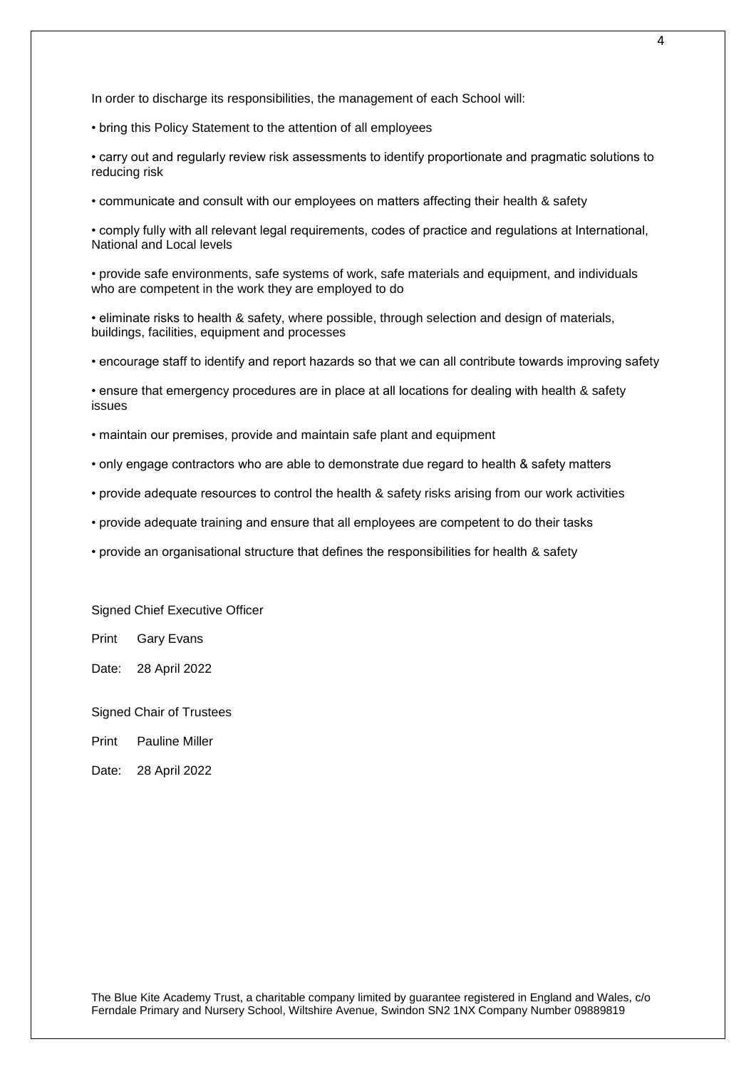In order to discharge its responsibilities, the management of each School will:

- bring this Policy Statement to the attention of all employees
- carry out and regularly review risk assessments to identify proportionate and pragmatic solutions to reducing risk
- communicate and consult with our employees on matters affecting their health & safety
- comply fully with all relevant legal requirements, codes of practice and regulations at International, National and Local levels
- provide safe environments, safe systems of work, safe materials and equipment, and individuals who are competent in the work they are employed to do
- eliminate risks to health & safety, where possible, through selection and design of materials, buildings, facilities, equipment and processes
- encourage staff to identify and report hazards so that we can all contribute towards improving safety
- ensure that emergency procedures are in place at all locations for dealing with health & safety issues
- maintain our premises, provide and maintain safe plant and equipment
- only engage contractors who are able to demonstrate due regard to health & safety matters
- provide adequate resources to control the health & safety risks arising from our work activities
- provide adequate training and ensure that all employees are competent to do their tasks
- provide an organisational structure that defines the responsibilities for health & safety

Signed Chief Executive Officer

Print Gary Evans

Date: 28 April 2022

Signed Chair of Trustees

Print Pauline Miller

Date: 28 April 2022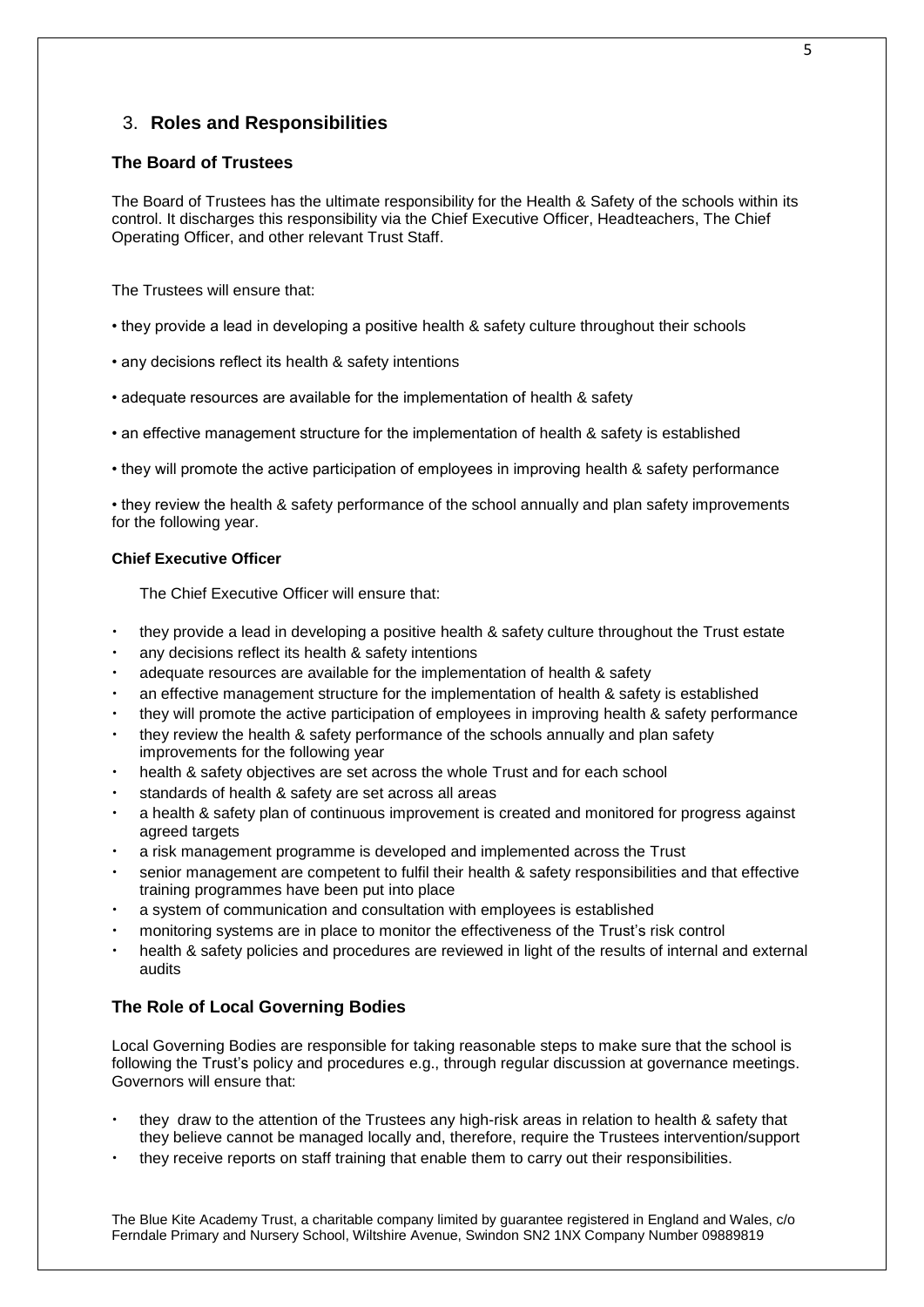## 3. Roles and Responsibilities

### The Board of Trustees

The Board of Trustees has the ultimate responsibility for the Health & Safety of the schools within its control. It discharges this responsibility via the Chief Executive Officer, Headteachers, The Chief Operating Officer, and other relevant Trust Staff.

The Trustees will ensure that:

- they provide a lead in developing a positive health & safety culture throughout their schools
- any decisions reflect its health & safety intentions
- adequate resources are available for the implementation of health & safety
- an effective management structure for the implementation of health & safety is established
- they will promote the active participation of employees in improving health & safety performance
- they review the health & safety performance of the school annually and plan safety improvements for the following year.

#### Chief Executive Officer

The Chief Executive Officer will ensure that:

- they provide a lead in developing a positive health & safety culture throughout the Trust estate
- any decisions reflect its health & safety intentions
- adequate resources are available for the implementation of health & safety
- an effective management structure for the implementation of health & safety is established
- they will promote the active participation of employees in improving health & safety performance
- they review the health & safety performance of the schools annually and plan safety improvements for the following year
- health & safety objectives are set across the whole Trust and for each school
- standards of health & safety are set across all areas
- a health & safety plan of continuous improvement is created and monitored for progress against agreed targets
- a risk management programme is developed and implemented across the Trust
- senior management are competent to fulfil their health & safety responsibilities and that effective training programmes have been put into place
- a system of communication and consultation with employees is established
- monitoring systems are in place to monitor the effectiveness of the Trust's risk control
- health & safety policies and procedures are reviewed in light of the results of internal and external audits

### The Role of Local Governing Bodies

Local Governing Bodies are responsible for taking reasonable steps to make sure that the school is following the Trust's policy and procedures e.g., through regular discussion at governance meetings. Governors will ensure that:

- they draw to the attention of the Trustees any high-risk areas in relation to health & safety that they believe cannot be managed locally and, therefore, require the Trustees intervention/support
- they receive reports on staff training that enable them to carry out their responsibilities.

The Blue Kite Academy Trust, a charitable company limited by guarantee registered in England and Wales, c/o Ferndale Primary and Nursery School, Wiltshire Avenue, Swindon SN2 1NX Company Number 09889819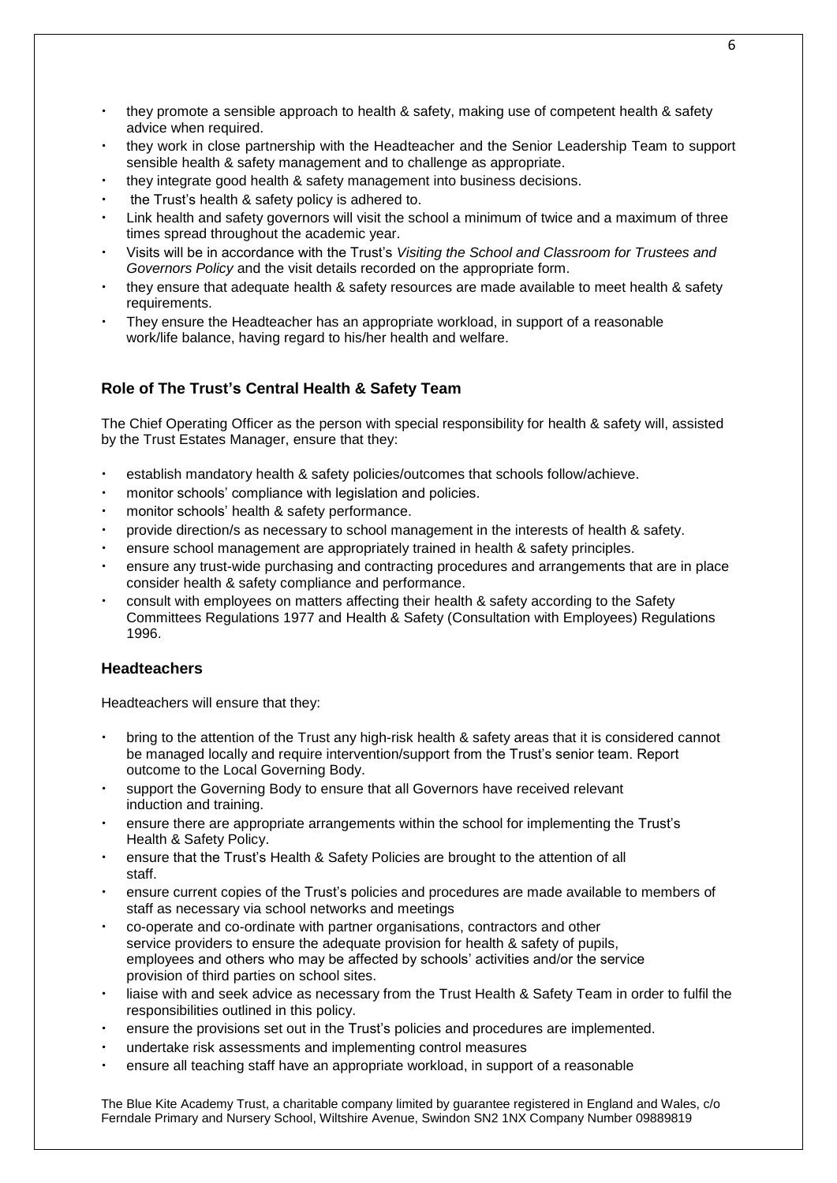- they promote a sensible approach to health & safety, making use of competent health & safety advice when required.
- they work in close partnership with the Headteacher and the Senior Leadership Team to support sensible health & safety management and to challenge as appropriate.
- they integrate good health & safety management into business decisions.
- the Trust's health & safety policy is adhered to.
- Link health and safety governors will visit the school a minimum of twice and a maximum of three times spread throughout the academic year.
- Visits will be in accordance with the Trust's *Visiting the School and Classroom for Trustees and Governors Policy* and the visit details recorded on the appropriate form.
- they ensure that adequate health & safety resources are made available to meet health & safety requirements.
- They ensure the Headteacher has an appropriate workload, in support of a reasonable work/life balance, having regard to his/her health and welfare.

### Role of The Trust's Central Health & Safety Team

The Chief Operating Officer as the person with special responsibility for health & safety will, assisted by the Trust Estates Manager, ensure that they:

- establish mandatory health & safety policies/outcomes that schools follow/achieve.
- monitor schools' compliance with legislation and policies.
- monitor schools' health & safety performance.
- provide direction/s as necessary to school management in the interests of health & safety.
- ensure school management are appropriately trained in health & safety principles.
- ensure any trust-wide purchasing and contracting procedures and arrangements that are in place consider health & safety compliance and performance.
- consult with employees on matters affecting their health & safety according to the Safety Committees Regulations 1977 and Health & Safety (Consultation with Employees) Regulations 1996.

### Headteachers

Headteachers will ensure that they:

- bring to the attention of the Trust any high-risk health & safety areas that it is considered cannot be managed locally and require intervention/support from the Trust's senior team. Report outcome to the Local Governing Body.
- support the Governing Body to ensure that all Governors have received relevant induction and training.
- ensure there are appropriate arrangements within the school for implementing the Trust's Health & Safety Policy.
- ensure that the Trust's Health & Safety Policies are brought to the attention of all staff.
- ensure current copies of the Trust's policies and procedures are made available to members of staff as necessary via school networks and meetings
- co-operate and co-ordinate with partner organisations, contractors and other service providers to ensure the adequate provision for health & safety of pupils, employees and others who may be affected by schools' activities and/or the service provision of third parties on school sites.
- liaise with and seek advice as necessary from the Trust Health & Safety Team in order to fulfil the responsibilities outlined in this policy.
- ensure the provisions set out in the Trust's policies and procedures are implemented.
- undertake risk assessments and implementing control measures
- ensure all teaching staff have an appropriate workload, in support of a reasonable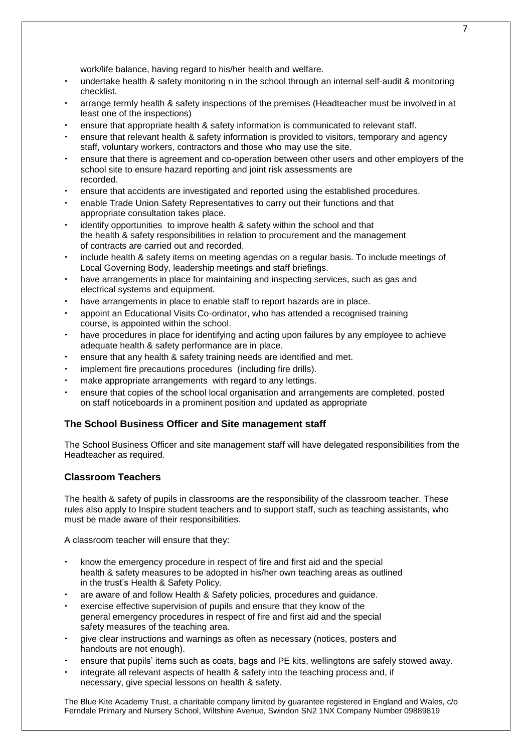work/life balance, having regard to his/her health and welfare.

- undertake health & safety monitoring n in the school through an internal self-audit & monitoring checklist.
- arrange termly health & safety inspections of the premises (Headteacher must be involved in at least one of the inspections)
- ensure that appropriate health & safety information is communicated to relevant staff.
- ensure that relevant health & safety information is provided to visitors, temporary and agency staff, voluntary workers, contractors and those who may use the site.
- ensure that there is agreement and co-operation between other users and other employers of the school site to ensure hazard reporting and joint risk assessments are recorded.
- ensure that accidents are investigated and reported using the established procedures.
- enable Trade Union Safety Representatives to carry out their functions and that appropriate consultation takes place.
- identify opportunities to improve health & safety within the school and that the health & safety responsibilities in relation to procurement and the management of contracts are carried out and recorded.
- include health & safety items on meeting agendas on a regular basis. To include meetings of Local Governing Body, leadership meetings and staff briefings.
- have arrangements in place for maintaining and inspecting services, such as gas and electrical systems and equipment.
- have arrangements in place to enable staff to report hazards are in place.
- appoint an Educational Visits Co-ordinator, who has attended a recognised training course, is appointed within the school.
- have procedures in place for identifying and acting upon failures by any employee to achieve adequate health & safety performance are in place.
- ensure that any health & safety training needs are identified and met.
- implement fire precautions procedures (including fire drills).
- make appropriate arrangements with regard to any lettings.
- ensure that copies of the school local organisation and arrangements are completed, posted on staff noticeboards in a prominent position and updated as appropriate

### The School Business Officer and Site management staff

The School Business Officer and site management staff will have delegated responsibilities from the Headteacher as required.

### Classroom Teachers

The health & safety of pupils in classrooms are the responsibility of the classroom teacher. These rules also apply to Inspire student teachers and to support staff, such as teaching assistants, who must be made aware of their responsibilities.

A classroom teacher will ensure that they:

- know the emergency procedure in respect of fire and first aid and the special health & safety measures to be adopted in his/her own teaching areas as outlined in the trust's Health & Safety Policy.
- are aware of and follow Health & Safety policies, procedures and guidance.
- exercise effective supervision of pupils and ensure that they know of the general emergency procedures in respect of fire and first aid and the special safety measures of the teaching area.
- give clear instructions and warnings as often as necessary (notices, posters and handouts are not enough).
- ensure that pupils' items such as coats, bags and PE kits, wellingtons are safely stowed away.
- integrate all relevant aspects of health & safety into the teaching process and, if necessary, give special lessons on health & safety.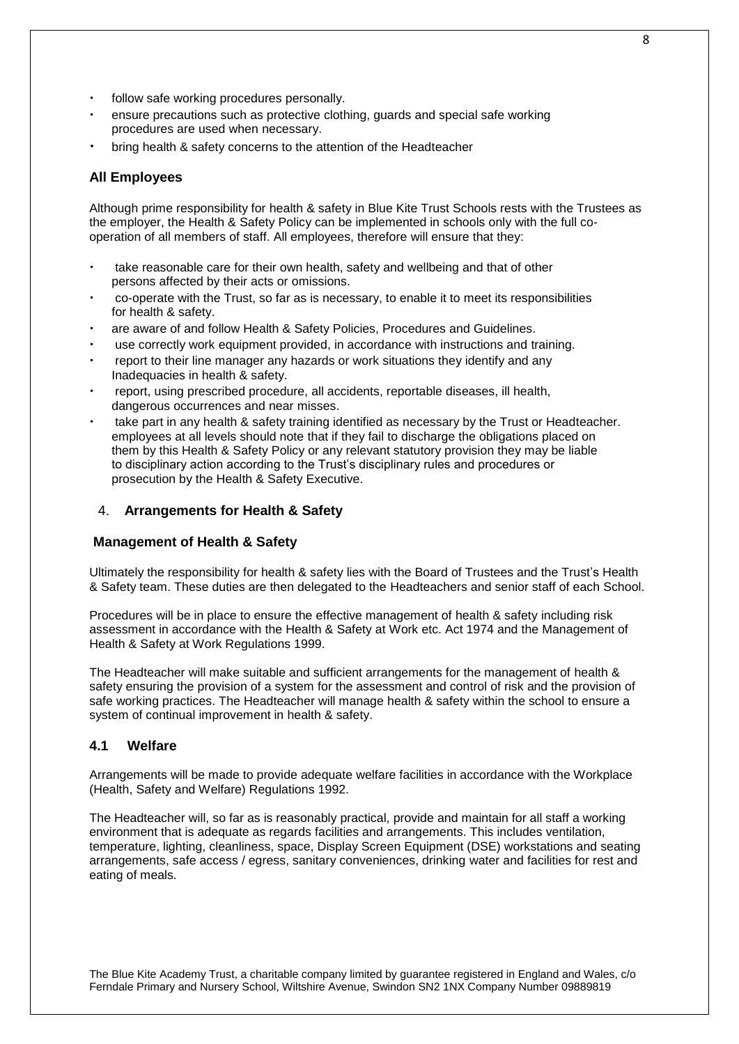- follow safe working procedures personally.
- ensure precautions such as protective clothing, guards and special safe working procedures are used when necessary.
- bring health & safety concerns to the attention of the Headteacher

### All Employees

Although prime responsibility for health & safety in Blue Kite Trust Schools rests with the Trustees as the employer, the Health & Safety Policy can be implemented in schools only with the full co-operation of all members of staff. All employees, therefore will ensure that they:

- take reasonable care for their own health, safety and wellbeing and that of other persons affected by their acts or omissions.
- co-operate with the Trust, so far as is necessary, to enable it to meet its responsibilities for health & safety.
- are aware of and follow Health & Safety Policies, Procedures and Guidelines.
- use correctly work equipment provided, in accordance with instructions and training.
- report to their line manager any hazards or work situations they identify and any Inadequacies in health & safety.
- report, using prescribed procedure, all accidents, reportable diseases, ill health, dangerous occurrences and near misses.
- take part in any health & safety training identified as necessary by the Trust or Headteacher. employees at all levels should note that if they fail to discharge the obligations placed on them by this Health & Safety Policy or any relevant statutory provision they may be liable to disciplinary action according to the Trust's disciplinary rules and procedures or prosecution by the Health & Safety Executive.

## 4. Arrangements for Health & Safety

### Management of Health & Safety

Ultimately the responsibility for health & safety lies with the Board of Trustees and the Trust's Health & Safety team. These duties are then delegated to the Headteachers and senior staff of each School.

Procedures will be in place to ensure the effective management of health & safety including risk assessment in accordance with the Health & Safety at Work etc. Act 1974 and the Management of Health & Safety at Work Regulations 1999.

The Headteacher will make suitable and sufficient arrangements for the management of health & safety ensuring the provision of a system for the assessment and control of risk and the provision of safe working practices. The Headteacher will manage health & safety within the school to ensure a system of continual improvement in health & safety.

### 4.1 Welfare

Arrangements will be made to provide adequate welfare facilities in accordance with the Workplace (Health, Safety and Welfare) Regulations 1992.

The Headteacher will, so far as is reasonably practical, provide and maintain for all staff a working environment that is adequate as regards facilities and arrangements. This includes ventilation, temperature, lighting, cleanliness, space, Display Screen Equipment (DSE) workstations and seating arrangements, safe access / egress, sanitary conveniences, drinking water and facilities for rest and eating of meals.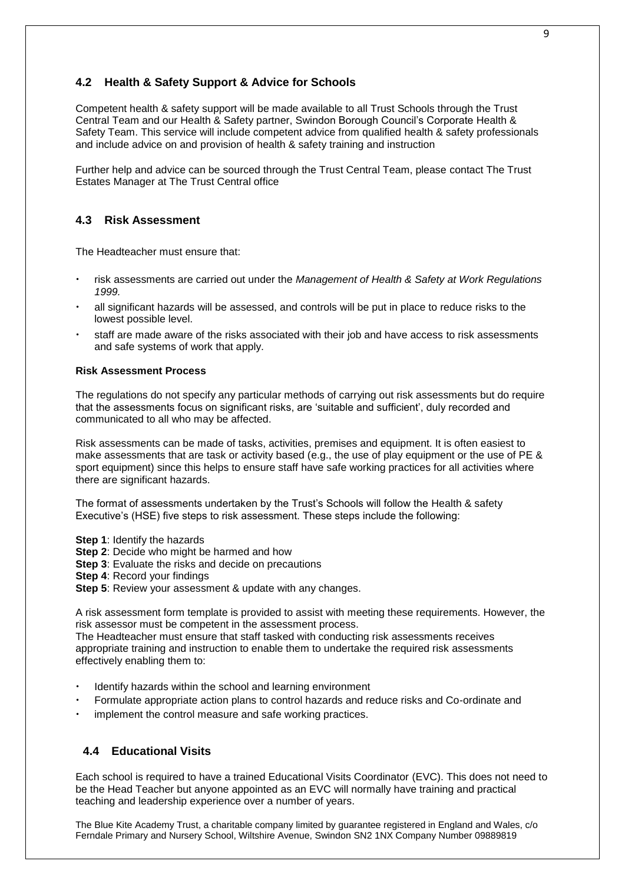## 4.2 Health & Safety Support & Advice for Schools

Competent health & safety support will be made available to all Trust Schools through the Trust Central Team and our Health & Safety partner, Swindon Borough Council's Corporate Health & Safety Team. This service will include competent advice from qualified health & safety professionals and include advice on and provision of health & safety training and instruction

Further help and advice can be sourced through the Trust Central Team, please contact The Trust Estates Manager at The Trust Central office

## 4.3 Risk Assessment

The Headteacher must ensure that:

- risk assessments are carried out under the *Management of Health & Safety at Work Regulations 1999.*
- all significant hazards will be assessed, and controls will be put in place to reduce risks to the lowest possible level.
- staff are made aware of the risks associated with their job and have access to risk assessments and safe systems of work that apply.

**Risk Assessment Process**

The regulations do not specify any particular methods of carrying out risk assessments but do require that the assessments focus on significant risks, are 'suitable and sufficient', duly recorded and communicated to all who may be affected.

Risk assessments can be made of tasks, activities, premises and equipment. It is often easiest to make assessments that are task or activity based (e.g., the use of play equipment or the use of PE & sport equipment) since this helps to ensure staff have safe working practices for all activities where there are significant hazards.

The format of assessments undertaken by the Trust's Schools will follow the Health & safety Executive's (HSE) five steps to risk assessment. These steps include the following:

**Step 1**: Identify the hazards
**Step 2**: Decide who might be harmed and how
**Step 3**: Evaluate the risks and decide on precautions
**Step 4**: Record your findings
**Step 5**: Review your assessment & update with any changes.

A risk assessment form template is provided to assist with meeting these requirements. However, the risk assessor must be competent in the assessment process.
The Headteacher must ensure that staff tasked with conducting risk assessments receives appropriate training and instruction to enable them to undertake the required risk assessments effectively enabling them to:

- Identify hazards within the school and learning environment
- Formulate appropriate action plans to control hazards and reduce risks and Co-ordinate and
- implement the control measure and safe working practices.

## 4.4 Educational Visits

Each school is required to have a trained Educational Visits Coordinator (EVC). This does not need to be the Head Teacher but anyone appointed as an EVC will normally have training and practical teaching and leadership experience over a number of years.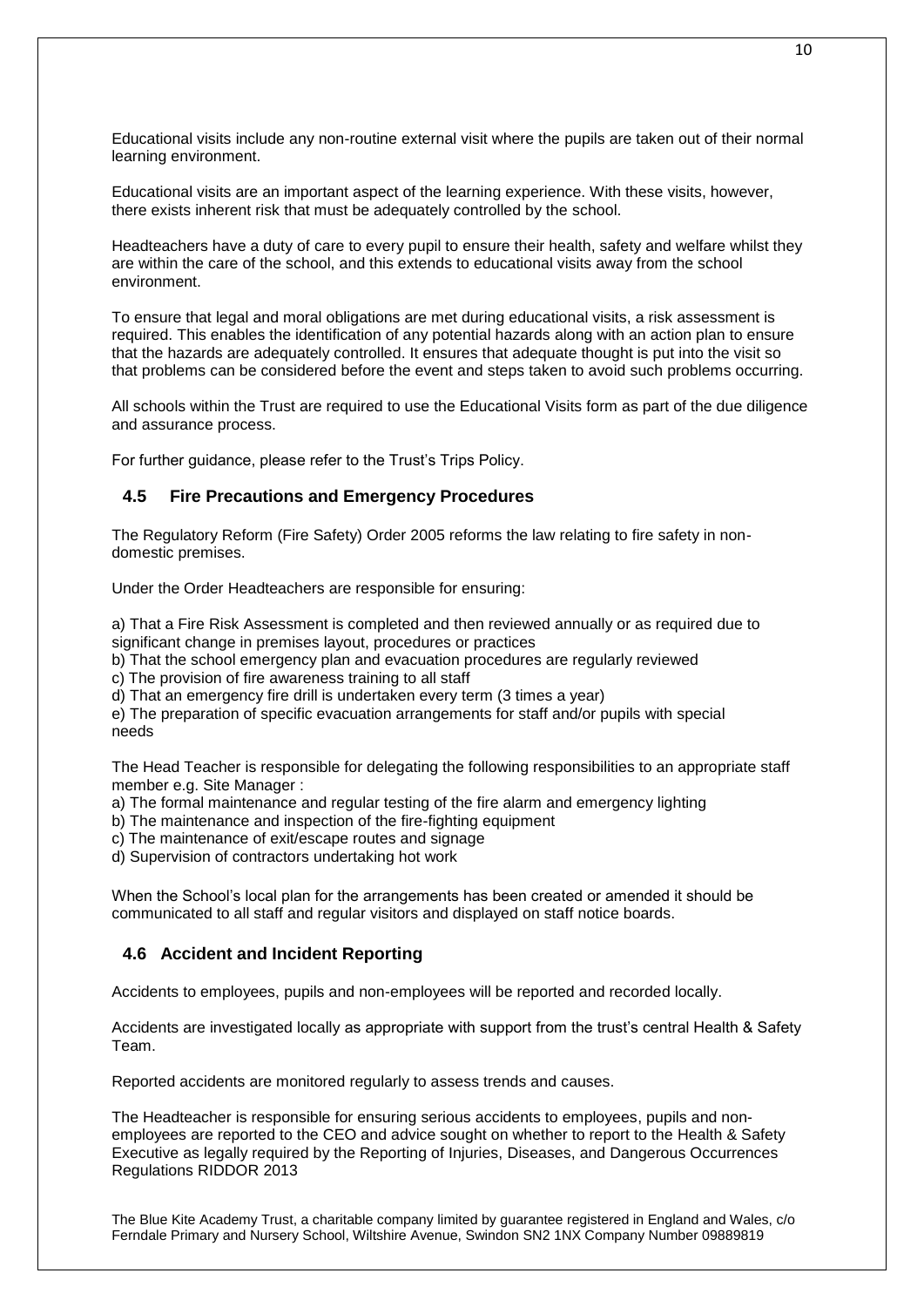Educational visits include any non-routine external visit where the pupils are taken out of their normal learning environment.

Educational visits are an important aspect of the learning experience. With these visits, however, there exists inherent risk that must be adequately controlled by the school.

Headteachers have a duty of care to every pupil to ensure their health, safety and welfare whilst they are within the care of the school, and this extends to educational visits away from the school environment.

To ensure that legal and moral obligations are met during educational visits, a risk assessment is required. This enables the identification of any potential hazards along with an action plan to ensure that the hazards are adequately controlled. It ensures that adequate thought is put into the visit so that problems can be considered before the event and steps taken to avoid such problems occurring.

All schools within the Trust are required to use the Educational Visits form as part of the due diligence and assurance process.

For further guidance, please refer to the Trust's Trips Policy.

## 4.5 Fire Precautions and Emergency Procedures

The Regulatory Reform (Fire Safety) Order 2005 reforms the law relating to fire safety in non-domestic premises.

Under the Order Headteachers are responsible for ensuring:

a) That a Fire Risk Assessment is completed and then reviewed annually or as required due to significant change in premises layout, procedures or practices
b) That the school emergency plan and evacuation procedures are regularly reviewed
c) The provision of fire awareness training to all staff
d) That an emergency fire drill is undertaken every term (3 times a year)
e) The preparation of specific evacuation arrangements for staff and/or pupils with special needs

The Head Teacher is responsible for delegating the following responsibilities to an appropriate staff member e.g. Site Manager :

a) The formal maintenance and regular testing of the fire alarm and emergency lighting
b) The maintenance and inspection of the fire-fighting equipment
c) The maintenance of exit/escape routes and signage
d) Supervision of contractors undertaking hot work

When the School's local plan for the arrangements has been created or amended it should be communicated to all staff and regular visitors and displayed on staff notice boards.

## 4.6 Accident and Incident Reporting

Accidents to employees, pupils and non-employees will be reported and recorded locally.

Accidents are investigated locally as appropriate with support from the trust's central Health & Safety Team.

Reported accidents are monitored regularly to assess trends and causes.

The Headteacher is responsible for ensuring serious accidents to employees, pupils and non-employees are reported to the CEO and advice sought on whether to report to the Health & Safety Executive as legally required by the Reporting of Injuries, Diseases, and Dangerous Occurrences Regulations RIDDOR 2013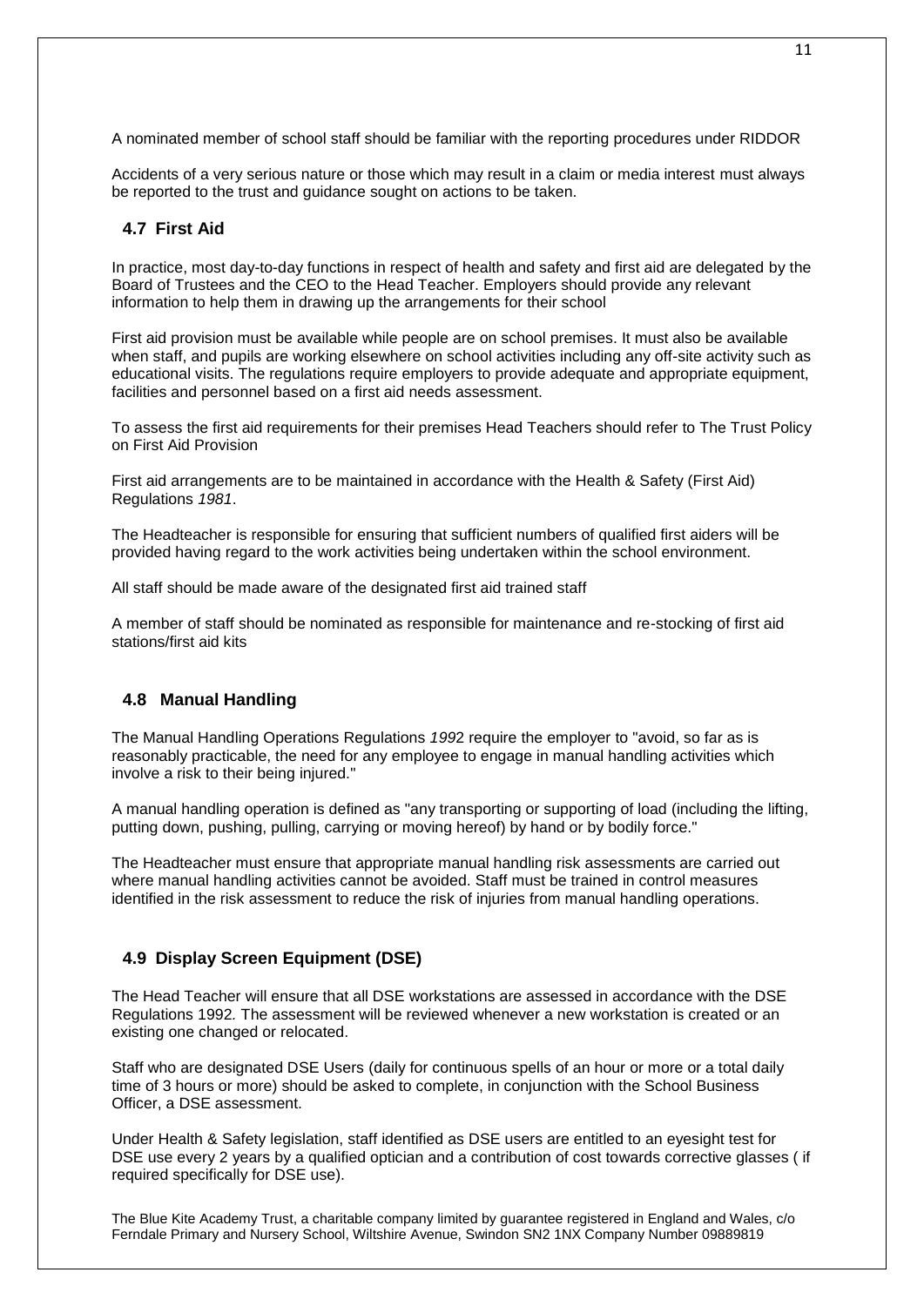A nominated member of school staff should be familiar with the reporting procedures under RIDDOR

Accidents of a very serious nature or those which may result in a claim or media interest must always be reported to the trust and guidance sought on actions to be taken.

## 4.7 First Aid

In practice, most day-to-day functions in respect of health and safety and first aid are delegated by the Board of Trustees and the CEO to the Head Teacher. Employers should provide any relevant information to help them in drawing up the arrangements for their school

First aid provision must be available while people are on school premises. It must also be available when staff, and pupils are working elsewhere on school activities including any off-site activity such as educational visits. The regulations require employers to provide adequate and appropriate equipment, facilities and personnel based on a first aid needs assessment.

To assess the first aid requirements for their premises Head Teachers should refer to The Trust Policy on First Aid Provision

First aid arrangements are to be maintained in accordance with the Health & Safety (First Aid) Regulations *1981*.

The Headteacher is responsible for ensuring that sufficient numbers of qualified first aiders will be provided having regard to the work activities being undertaken within the school environment.

All staff should be made aware of the designated first aid trained staff

A member of staff should be nominated as responsible for maintenance and re-stocking of first aid stations/first aid kits

## 4.8 Manual Handling

The Manual Handling Operations Regulations *1992* require the employer to "avoid, so far as is reasonably practicable, the need for any employee to engage in manual handling activities which involve a risk to their being injured."

A manual handling operation is defined as "any transporting or supporting of load (including the lifting, putting down, pushing, pulling, carrying or moving hereof) by hand or by bodily force."

The Headteacher must ensure that appropriate manual handling risk assessments are carried out where manual handling activities cannot be avoided. Staff must be trained in control measures identified in the risk assessment to reduce the risk of injuries from manual handling operations.

## 4.9 Display Screen Equipment (DSE)

The Head Teacher will ensure that all DSE workstations are assessed in accordance with the DSE Regulations 1992*.* The assessment will be reviewed whenever a new workstation is created or an existing one changed or relocated.

Staff who are designated DSE Users (daily for continuous spells of an hour or more or a total daily time of 3 hours or more) should be asked to complete, in conjunction with the School Business Officer, a DSE assessment.

Under Health & Safety legislation, staff identified as DSE users are entitled to an eyesight test for DSE use every 2 years by a qualified optician and a contribution of cost towards corrective glasses ( if required specifically for DSE use).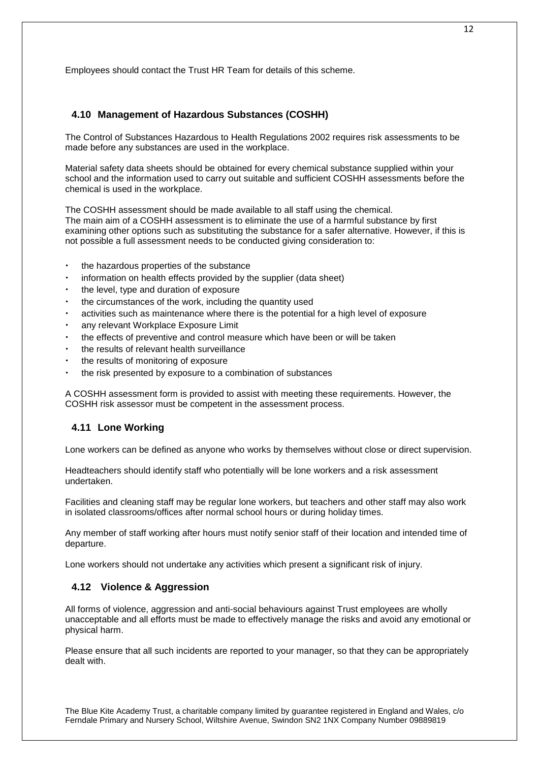Employees should contact the Trust HR Team for details of this scheme.

### 4.10 Management of Hazardous Substances (COSHH)

The Control of Substances Hazardous to Health Regulations 2002 requires risk assessments to be made before any substances are used in the workplace.

Material safety data sheets should be obtained for every chemical substance supplied within your school and the information used to carry out suitable and sufficient COSHH assessments before the chemical is used in the workplace.

The COSHH assessment should be made available to all staff using the chemical.
The main aim of a COSHH assessment is to eliminate the use of a harmful substance by first examining other options such as substituting the substance for a safer alternative. However, if this is not possible a full assessment needs to be conducted giving consideration to:

- the hazardous properties of the substance
- information on health effects provided by the supplier (data sheet)
- the level, type and duration of exposure
- the circumstances of the work, including the quantity used
- activities such as maintenance where there is the potential for a high level of exposure
- any relevant Workplace Exposure Limit
- the effects of preventive and control measure which have been or will be taken
- the results of relevant health surveillance
- the results of monitoring of exposure
- the risk presented by exposure to a combination of substances

A COSHH assessment form is provided to assist with meeting these requirements. However, the COSHH risk assessor must be competent in the assessment process.

### 4.11 Lone Working

Lone workers can be defined as anyone who works by themselves without close or direct supervision.

Headteachers should identify staff who potentially will be lone workers and a risk assessment undertaken.

Facilities and cleaning staff may be regular lone workers, but teachers and other staff may also work in isolated classrooms/offices after normal school hours or during holiday times.

Any member of staff working after hours must notify senior staff of their location and intended time of departure.

Lone workers should not undertake any activities which present a significant risk of injury.

### 4.12 Violence & Aggression

All forms of violence, aggression and anti-social behaviours against Trust employees are wholly unacceptable and all efforts must be made to effectively manage the risks and avoid any emotional or physical harm.

Please ensure that all such incidents are reported to your manager, so that they can be appropriately dealt with.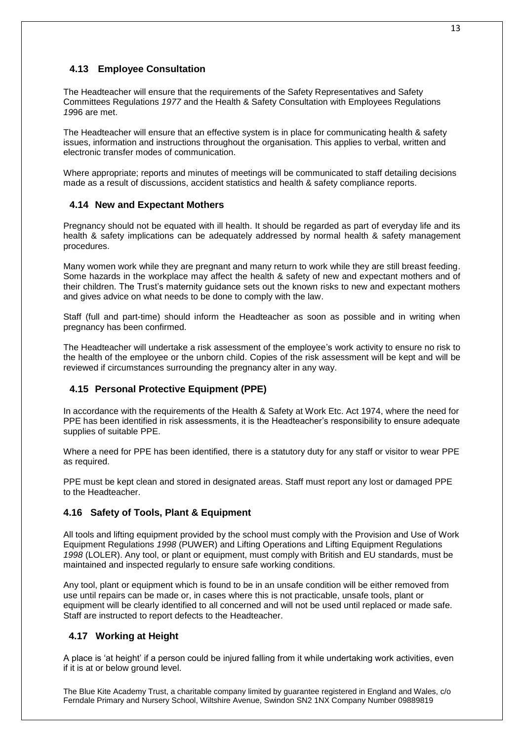## 4.13 Employee Consultation

The Headteacher will ensure that the requirements of the Safety Representatives and Safety Committees Regulations *1977* and the Health & Safety Consultation with Employees Regulations *19*96 are met.

The Headteacher will ensure that an effective system is in place for communicating health & safety issues, information and instructions throughout the organisation. This applies to verbal, written and electronic transfer modes of communication.

Where appropriate; reports and minutes of meetings will be communicated to staff detailing decisions made as a result of discussions, accident statistics and health & safety compliance reports.

## 4.14 New and Expectant Mothers

Pregnancy should not be equated with ill health. It should be regarded as part of everyday life and its health & safety implications can be adequately addressed by normal health & safety management procedures.

Many women work while they are pregnant and many return to work while they are still breast feeding. Some hazards in the workplace may affect the health & safety of new and expectant mothers and of their children. The Trust's maternity guidance sets out the known risks to new and expectant mothers and gives advice on what needs to be done to comply with the law.

Staff (full and part-time) should inform the Headteacher as soon as possible and in writing when pregnancy has been confirmed.

The Headteacher will undertake a risk assessment of the employee's work activity to ensure no risk to the health of the employee or the unborn child. Copies of the risk assessment will be kept and will be reviewed if circumstances surrounding the pregnancy alter in any way.

## 4.15 Personal Protective Equipment (PPE)

In accordance with the requirements of the Health & Safety at Work Etc. Act 1974, where the need for PPE has been identified in risk assessments, it is the Headteacher's responsibility to ensure adequate supplies of suitable PPE.

Where a need for PPE has been identified, there is a statutory duty for any staff or visitor to wear PPE as required.

PPE must be kept clean and stored in designated areas. Staff must report any lost or damaged PPE to the Headteacher.

## 4.16 Safety of Tools, Plant & Equipment

All tools and lifting equipment provided by the school must comply with the Provision and Use of Work Equipment Regulations *1998* (PUWER) and Lifting Operations and Lifting Equipment Regulations *1998* (LOLER). Any tool, or plant or equipment, must comply with British and EU standards, must be maintained and inspected regularly to ensure safe working conditions.

Any tool, plant or equipment which is found to be in an unsafe condition will be either removed from use until repairs can be made or, in cases where this is not practicable, unsafe tools, plant or equipment will be clearly identified to all concerned and will not be used until replaced or made safe. Staff are instructed to report defects to the Headteacher.

## 4.17 Working at Height

A place is 'at height' if a person could be injured falling from it while undertaking work activities, even if it is at or below ground level.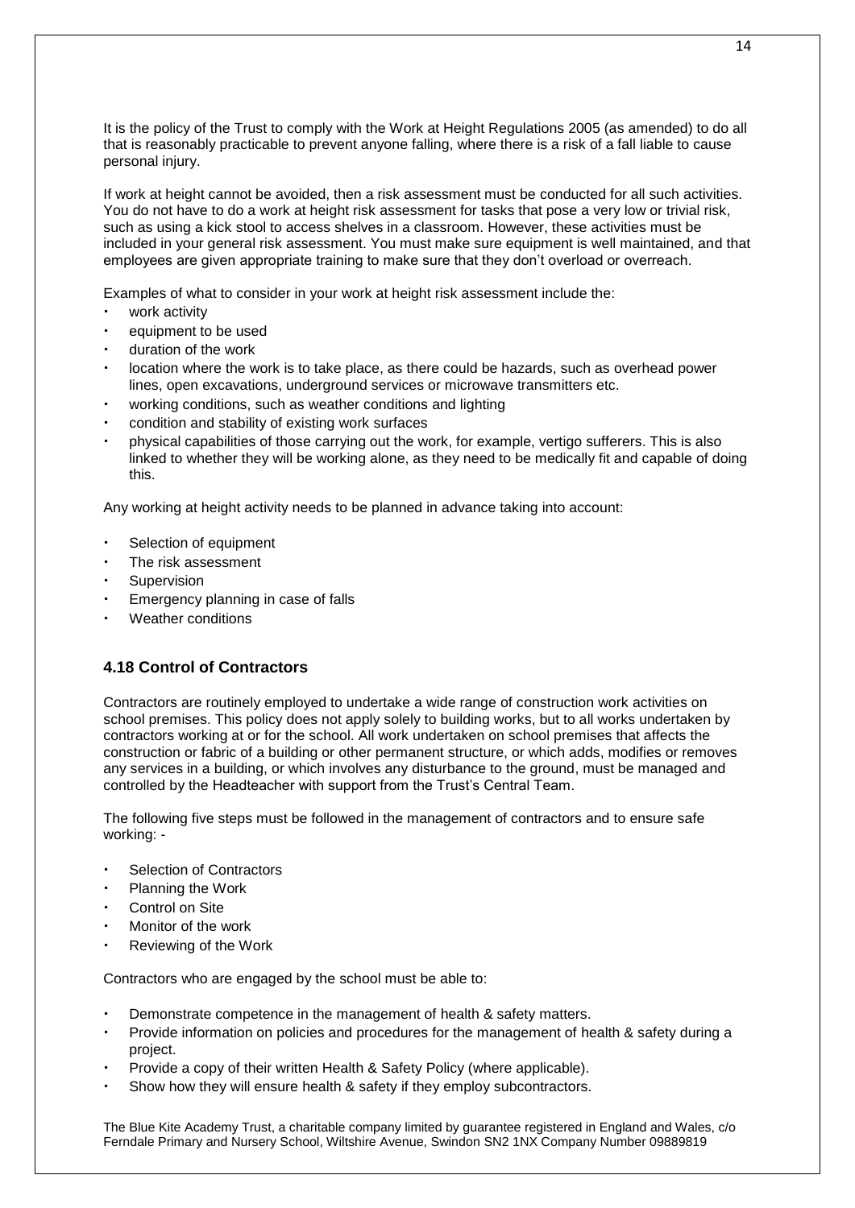It is the policy of the Trust to comply with the Work at Height Regulations 2005 (as amended) to do all that is reasonably practicable to prevent anyone falling, where there is a risk of a fall liable to cause personal injury.

If work at height cannot be avoided, then a risk assessment must be conducted for all such activities. You do not have to do a work at height risk assessment for tasks that pose a very low or trivial risk, such as using a kick stool to access shelves in a classroom. However, these activities must be included in your general risk assessment. You must make sure equipment is well maintained, and that employees are given appropriate training to make sure that they don't overload or overreach.

Examples of what to consider in your work at height risk assessment include the:

- work activity
- equipment to be used
- duration of the work
- location where the work is to take place, as there could be hazards, such as overhead power lines, open excavations, underground services or microwave transmitters etc.
- working conditions, such as weather conditions and lighting
- condition and stability of existing work surfaces
- physical capabilities of those carrying out the work, for example, vertigo sufferers. This is also linked to whether they will be working alone, as they need to be medically fit and capable of doing this.

Any working at height activity needs to be planned in advance taking into account:

- Selection of equipment
- The risk assessment
- Supervision
- Emergency planning in case of falls
- Weather conditions

### 4.18 Control of Contractors

Contractors are routinely employed to undertake a wide range of construction work activities on school premises. This policy does not apply solely to building works, but to all works undertaken by contractors working at or for the school. All work undertaken on school premises that affects the construction or fabric of a building or other permanent structure, or which adds, modifies or removes any services in a building, or which involves any disturbance to the ground, must be managed and controlled by the Headteacher with support from the Trust's Central Team.

The following five steps must be followed in the management of contractors and to ensure safe working: -

- Selection of Contractors
- Planning the Work
- Control on Site
- Monitor of the work
- Reviewing of the Work

Contractors who are engaged by the school must be able to:

- Demonstrate competence in the management of health & safety matters.
- Provide information on policies and procedures for the management of health & safety during a project.
- Provide a copy of their written Health & Safety Policy (where applicable).
- Show how they will ensure health & safety if they employ subcontractors.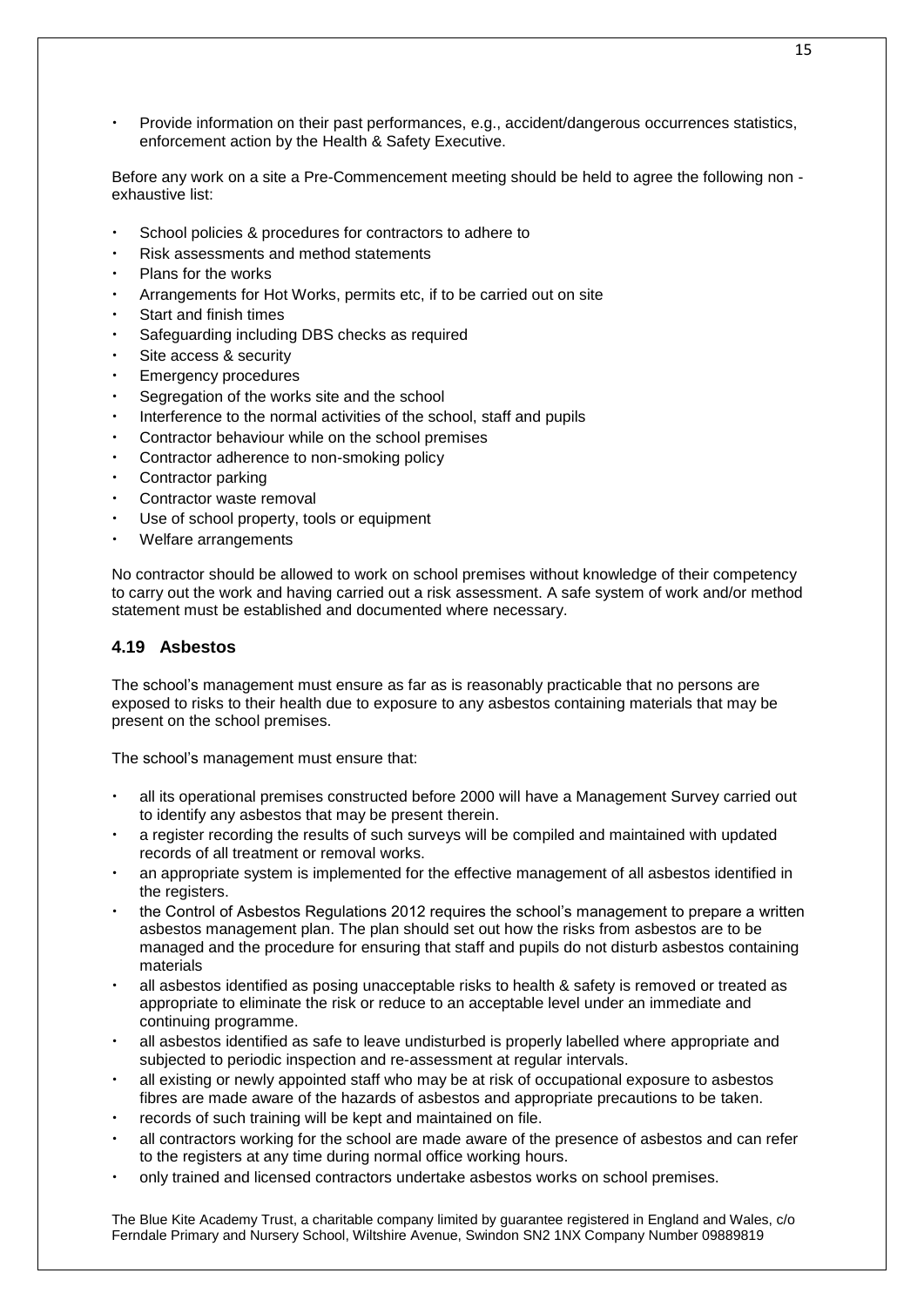- Provide information on their past performances, e.g., accident/dangerous occurrences statistics, enforcement action by the Health & Safety Executive.

Before any work on a site a Pre-Commencement meeting should be held to agree the following non - exhaustive list:

- School policies & procedures for contractors to adhere to
- Risk assessments and method statements
- Plans for the works
- Arrangements for Hot Works, permits etc, if to be carried out on site
- Start and finish times
- Safeguarding including DBS checks as required
- Site access & security
- Emergency procedures
- Segregation of the works site and the school
- Interference to the normal activities of the school, staff and pupils
- Contractor behaviour while on the school premises
- Contractor adherence to non-smoking policy
- Contractor parking
- Contractor waste removal
- Use of school property, tools or equipment
- Welfare arrangements

No contractor should be allowed to work on school premises without knowledge of their competency to carry out the work and having carried out a risk assessment. A safe system of work and/or method statement must be established and documented where necessary.

### 4.19 Asbestos

The school's management must ensure as far as is reasonably practicable that no persons are exposed to risks to their health due to exposure to any asbestos containing materials that may be present on the school premises.

The school's management must ensure that:

- all its operational premises constructed before 2000 will have a Management Survey carried out to identify any asbestos that may be present therein.
- a register recording the results of such surveys will be compiled and maintained with updated records of all treatment or removal works.
- an appropriate system is implemented for the effective management of all asbestos identified in the registers.
- the Control of Asbestos Regulations 2012 requires the school's management to prepare a written asbestos management plan. The plan should set out how the risks from asbestos are to be managed and the procedure for ensuring that staff and pupils do not disturb asbestos containing materials
- all asbestos identified as posing unacceptable risks to health & safety is removed or treated as appropriate to eliminate the risk or reduce to an acceptable level under an immediate and continuing programme.
- all asbestos identified as safe to leave undisturbed is properly labelled where appropriate and subjected to periodic inspection and re-assessment at regular intervals.
- all existing or newly appointed staff who may be at risk of occupational exposure to asbestos fibres are made aware of the hazards of asbestos and appropriate precautions to be taken.
- records of such training will be kept and maintained on file.
- all contractors working for the school are made aware of the presence of asbestos and can refer to the registers at any time during normal office working hours.
- only trained and licensed contractors undertake asbestos works on school premises.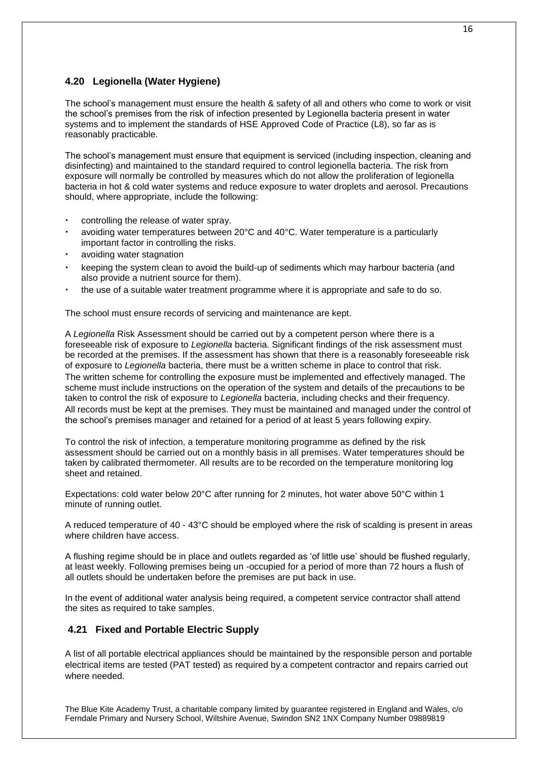### 4.20 Legionella (Water Hygiene)

The school's management must ensure the health & safety of all and others who come to work or visit the school's premises from the risk of infection presented by Legionella bacteria present in water systems and to implement the standards of HSE Approved Code of Practice (L8), so far as is reasonably practicable.

The school's management must ensure that equipment is serviced (including inspection, cleaning and disinfecting) and maintained to the standard required to control legionella bacteria. The risk from exposure will normally be controlled by measures which do not allow the proliferation of legionella bacteria in hot & cold water systems and reduce exposure to water droplets and aerosol. Precautions should, where appropriate, include the following:

- controlling the release of water spray.
- avoiding water temperatures between 20°C and 40°C. Water temperature is a particularly important factor in controlling the risks.
- avoiding water stagnation
- keeping the system clean to avoid the build-up of sediments which may harbour bacteria (and also provide a nutrient source for them).
- the use of a suitable water treatment programme where it is appropriate and safe to do so.

The school must ensure records of servicing and maintenance are kept.

A *Legionella* Risk Assessment should be carried out by a competent person where there is a foreseeable risk of exposure to *Legionella* bacteria. Significant findings of the risk assessment must be recorded at the premises. If the assessment has shown that there is a reasonably foreseeable risk of exposure to *Legionella* bacteria, there must be a written scheme in place to control that risk. The written scheme for controlling the exposure must be implemented and effectively managed. The scheme must include instructions on the operation of the system and details of the precautions to be taken to control the risk of exposure to *Legionella* bacteria, including checks and their frequency. All records must be kept at the premises. They must be maintained and managed under the control of the school's premises manager and retained for a period of at least 5 years following expiry.

To control the risk of infection, a temperature monitoring programme as defined by the risk assessment should be carried out on a monthly basis in all premises. Water temperatures should be taken by calibrated thermometer. All results are to be recorded on the temperature monitoring log sheet and retained.

Expectations: cold water below 20°C after running for 2 minutes, hot water above 50°C within 1 minute of running outlet.

A reduced temperature of 40 - 43°C should be employed where the risk of scalding is present in areas where children have access.

A flushing regime should be in place and outlets regarded as 'of little use' should be flushed regularly, at least weekly. Following premises being un -occupied for a period of more than 72 hours a flush of all outlets should be undertaken before the premises are put back in use.

In the event of additional water analysis being required, a competent service contractor shall attend the sites as required to take samples.

### 4.21 Fixed and Portable Electric Supply

A list of all portable electrical appliances should be maintained by the responsible person and portable electrical items are tested (PAT tested) as required by a competent contractor and repairs carried out where needed.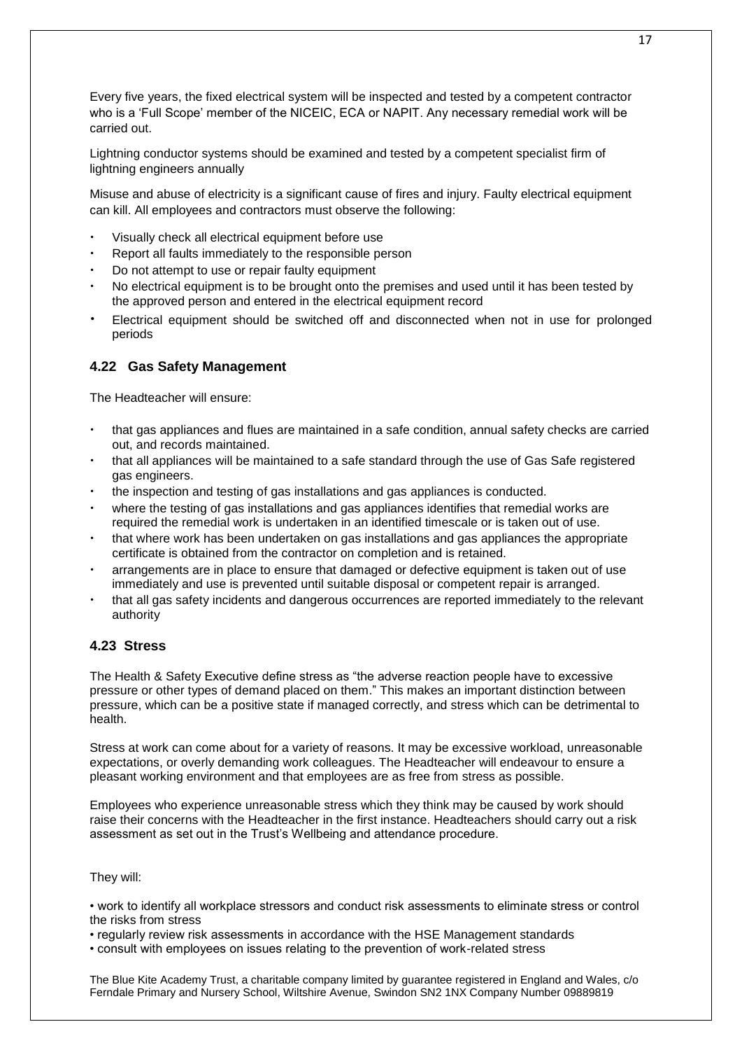Every five years, the fixed electrical system will be inspected and tested by a competent contractor who is a 'Full Scope' member of the NICEIC, ECA or NAPIT. Any necessary remedial work will be carried out.

Lightning conductor systems should be examined and tested by a competent specialist firm of lightning engineers annually

Misuse and abuse of electricity is a significant cause of fires and injury. Faulty electrical equipment can kill. All employees and contractors must observe the following:

- Visually check all electrical equipment before use
- Report all faults immediately to the responsible person
- Do not attempt to use or repair faulty equipment
- No electrical equipment is to be brought onto the premises and used until it has been tested by the approved person and entered in the electrical equipment record
- Electrical equipment should be switched off and disconnected when not in use for prolonged periods

### 4.22 Gas Safety Management

The Headteacher will ensure:

- that gas appliances and flues are maintained in a safe condition, annual safety checks are carried out, and records maintained.
- that all appliances will be maintained to a safe standard through the use of Gas Safe registered gas engineers.
- the inspection and testing of gas installations and gas appliances is conducted.
- where the testing of gas installations and gas appliances identifies that remedial works are required the remedial work is undertaken in an identified timescale or is taken out of use.
- that where work has been undertaken on gas installations and gas appliances the appropriate certificate is obtained from the contractor on completion and is retained.
- arrangements are in place to ensure that damaged or defective equipment is taken out of use immediately and use is prevented until suitable disposal or competent repair is arranged.
- that all gas safety incidents and dangerous occurrences are reported immediately to the relevant authority

### 4.23 Stress

The Health & Safety Executive define stress as "the adverse reaction people have to excessive pressure or other types of demand placed on them." This makes an important distinction between pressure, which can be a positive state if managed correctly, and stress which can be detrimental to health.

Stress at work can come about for a variety of reasons. It may be excessive workload, unreasonable expectations, or overly demanding work colleagues. The Headteacher will endeavour to ensure a pleasant working environment and that employees are as free from stress as possible.

Employees who experience unreasonable stress which they think may be caused by work should raise their concerns with the Headteacher in the first instance. Headteachers should carry out a risk assessment as set out in the Trust's Wellbeing and attendance procedure.

They will:

- work to identify all workplace stressors and conduct risk assessments to eliminate stress or control the risks from stress
- regularly review risk assessments in accordance with the HSE Management standards
- consult with employees on issues relating to the prevention of work-related stress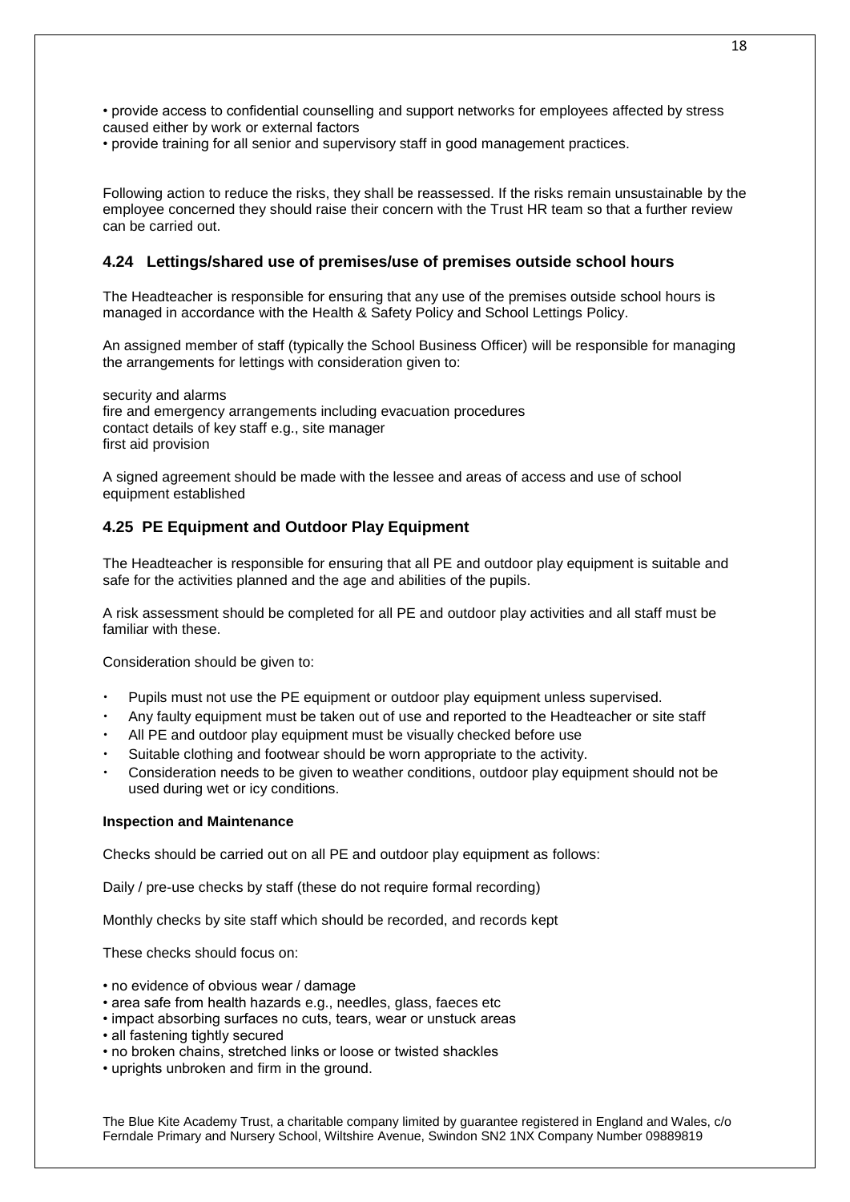• provide access to confidential counselling and support networks for employees affected by stress caused either by work or external factors
• provide training for all senior and supervisory staff in good management practices.

Following action to reduce the risks, they shall be reassessed. If the risks remain unsustainable by the employee concerned they should raise their concern with the Trust HR team so that a further review can be carried out.

### 4.24 Lettings/shared use of premises/use of premises outside school hours

The Headteacher is responsible for ensuring that any use of the premises outside school hours is managed in accordance with the Health & Safety Policy and School Lettings Policy.

An assigned member of staff (typically the School Business Officer) will be responsible for managing the arrangements for lettings with consideration given to:

security and alarms
fire and emergency arrangements including evacuation procedures
contact details of key staff e.g., site manager
first aid provision

A signed agreement should be made with the lessee and areas of access and use of school equipment established

### 4.25 PE Equipment and Outdoor Play Equipment

The Headteacher is responsible for ensuring that all PE and outdoor play equipment is suitable and safe for the activities planned and the age and abilities of the pupils.

A risk assessment should be completed for all PE and outdoor play activities and all staff must be familiar with these.

Consideration should be given to:

- Pupils must not use the PE equipment or outdoor play equipment unless supervised.
- Any faulty equipment must be taken out of use and reported to the Headteacher or site staff
- All PE and outdoor play equipment must be visually checked before use
- Suitable clothing and footwear should be worn appropriate to the activity.
- Consideration needs to be given to weather conditions, outdoor play equipment should not be used during wet or icy conditions.

**Inspection and Maintenance**

Checks should be carried out on all PE and outdoor play equipment as follows:

Daily / pre-use checks by staff (these do not require formal recording)

Monthly checks by site staff which should be recorded, and records kept

These checks should focus on:

• no evidence of obvious wear / damage
• area safe from health hazards e.g., needles, glass, faeces etc
• impact absorbing surfaces no cuts, tears, wear or unstuck areas
• all fastening tightly secured
• no broken chains, stretched links or loose or twisted shackles
• uprights unbroken and firm in the ground.

The Blue Kite Academy Trust, a charitable company limited by guarantee registered in England and Wales, c/o Ferndale Primary and Nursery School, Wiltshire Avenue, Swindon SN2 1NX Company Number 09889819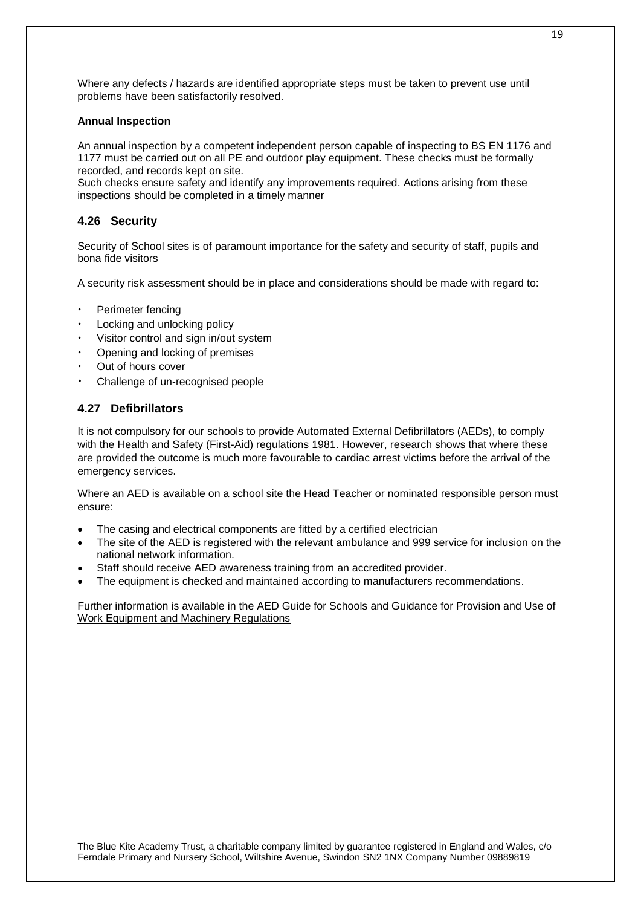Where any defects / hazards are identified appropriate steps must be taken to prevent use until problems have been satisfactorily resolved.

**Annual Inspection**

An annual inspection by a competent independent person capable of inspecting to BS EN 1176 and 1177 must be carried out on all PE and outdoor play equipment. These checks must be formally recorded, and records kept on site.
Such checks ensure safety and identify any improvements required. Actions arising from these inspections should be completed in a timely manner

### 4.26 Security

Security of School sites is of paramount importance for the safety and security of staff, pupils and bona fide visitors

A security risk assessment should be in place and considerations should be made with regard to:

- Perimeter fencing
- Locking and unlocking policy
- Visitor control and sign in/out system
- Opening and locking of premises
- Out of hours cover
- Challenge of un-recognised people

### 4.27 Defibrillators

It is not compulsory for our schools to provide Automated External Defibrillators (AEDs), to comply with the Health and Safety (First-Aid) regulations 1981. However, research shows that where these are provided the outcome is much more favourable to cardiac arrest victims before the arrival of the emergency services.

Where an AED is available on a school site the Head Teacher or nominated responsible person must ensure:

- The casing and electrical components are fitted by a certified electrician
- The site of the AED is registered with the relevant ambulance and 999 service for inclusion on the national network information.
- Staff should receive AED awareness training from an accredited provider.
- The equipment is checked and maintained according to manufacturers recommendations.

Further information is available in the AED Guide for Schools and Guidance for Provision and Use of Work Equipment and Machinery Regulations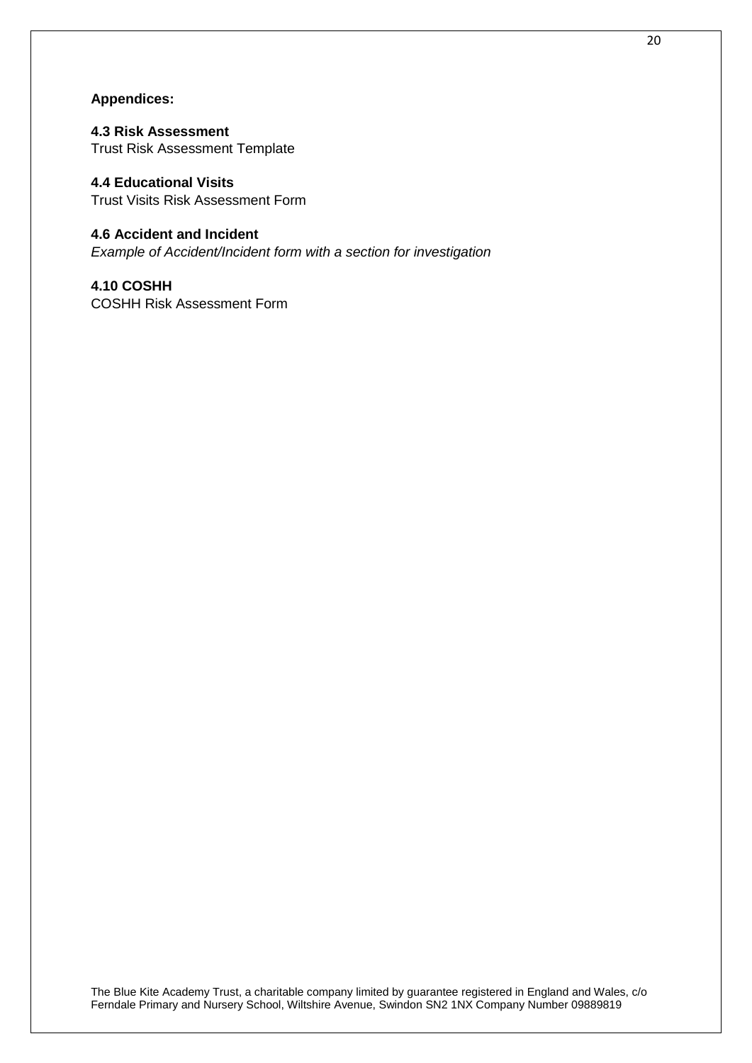**Appendices:**

**4.3 Risk Assessment**
Trust Risk Assessment Template

**4.4 Educational Visits**
Trust Visits Risk Assessment Form

**4.6 Accident and Incident**
*Example of Accident/Incident form with a section for investigation*

**4.10 COSHH**
COSHH Risk Assessment Form